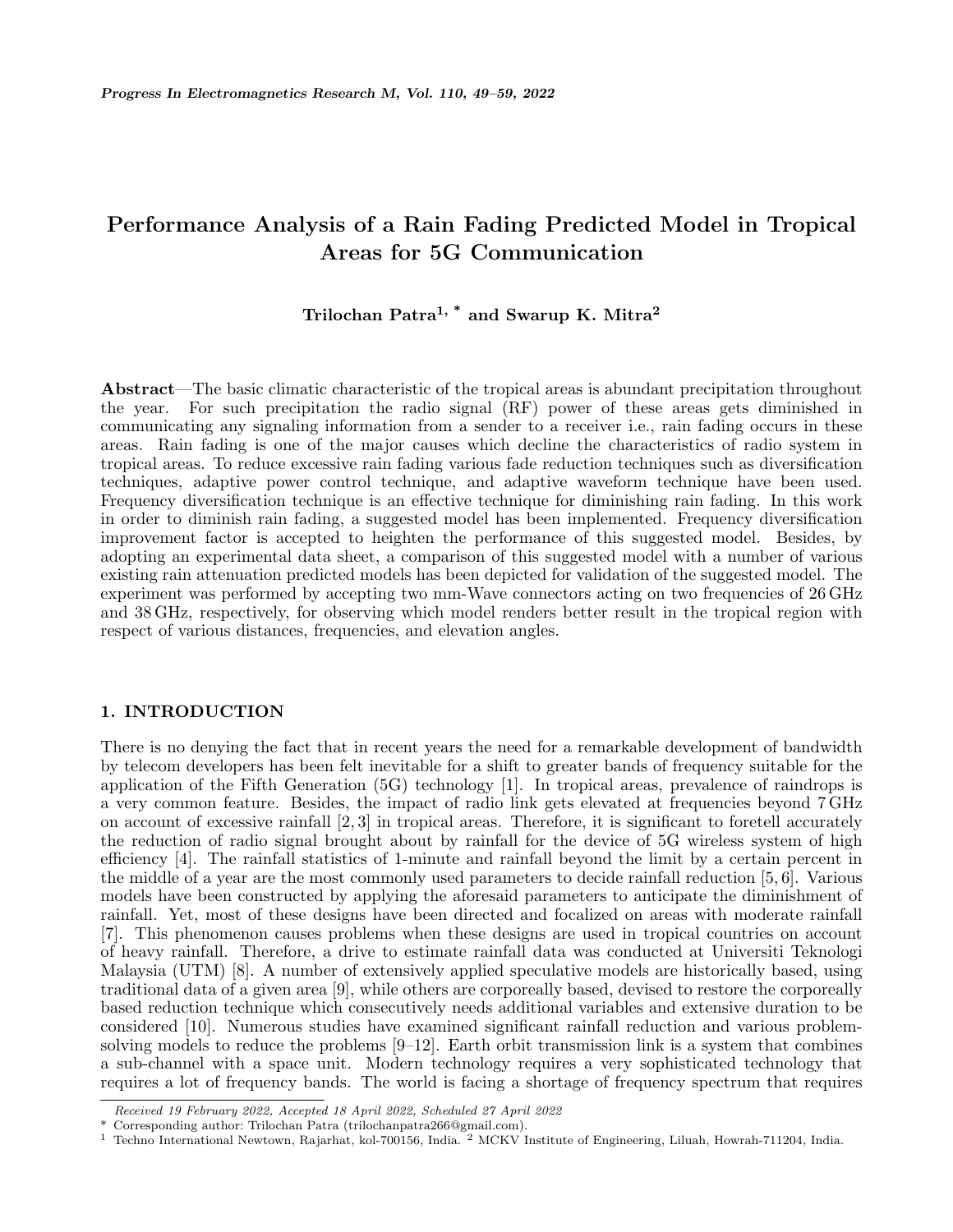# Performance Analysis of a Rain Fading Predicted Model in Tropical Areas for 5G Communication

**Trilochan Patra[1, *] and Swarup K. Mitra[2]**

**Abstract**—The basic climatic characteristic of the tropical areas is abundant precipitation throughout the year. For such precipitation the radio signal (RF) power of these areas gets diminished in communicating any signaling information from a sender to a receiver i.e., rain fading occurs in these areas. Rain fading is one of the major causes which decline the characteristics of radio system in tropical areas. To reduce excessive rain fading various fade reduction techniques such as diversification techniques, adaptive power control technique, and adaptive waveform technique have been used. Frequency diversification technique is an effective technique for diminishing rain fading. In this work in order to diminish rain fading, a suggested model has been implemented. Frequency diversification improvement factor is accepted to heighten the performance of this suggested model. Besides, by adopting an experimental data sheet, a comparison of this suggested model with a number of various existing rain attenuation predicted models has been depicted for validation of the suggested model. The experiment was performed by accepting two mm-Wave connectors acting on two frequencies of 26 GHz and 38 GHz, respectively, for observing which model renders better result in the tropical region with respect of various distances, frequencies, and elevation angles.

## 1. INTRODUCTION

There is no denying the fact that in recent years the need for a remarkable development of bandwidth by telecom developers has been felt inevitable for a shift to greater bands of frequency suitable for the application of the Fifth Generation (5G) technology [1]. In tropical areas, prevalence of raindrops is a very common feature. Besides, the impact of radio link gets elevated at frequencies beyond 7 GHz on account of excessive rainfall [2, 3] in tropical areas. Therefore, it is significant to foretell accurately the reduction of radio signal brought about by rainfall for the device of 5G wireless system of high efficiency [4]. The rainfall statistics of 1-minute and rainfall beyond the limit by a certain percent in the middle of a year are the most commonly used parameters to decide rainfall reduction [5, 6]. Various models have been constructed by applying the aforesaid parameters to anticipate the diminishment of rainfall. Yet, most of these designs have been directed and focalized on areas with moderate rainfall [7]. This phenomenon causes problems when these designs are used in tropical countries on account of heavy rainfall. Therefore, a drive to estimate rainfall data was conducted at Universiti Teknologi Malaysia (UTM) [8]. A number of extensively applied speculative models are historically based, using traditional data of a given area [9], while others are corporeally based, devised to restore the corporeally based reduction technique which consecutively needs additional variables and extensive duration to be considered [10]. Numerous studies have examined significant rainfall reduction and various problem-solving models to reduce the problems [9–12]. Earth orbit transmission link is a system that combines a sub-channel with a space unit. Modern technology requires a very sophisticated technology that requires a lot of frequency bands. The world is facing a shortage of frequency spectrum that requires

*Received 19 February 2022, Accepted 18 April 2022, Scheduled 27 April 2022*

\* Corresponding author: Trilochan Patra (trilochanpatra266@gmail.com).

[1] Techno International Newtown, Rajarhat, kol-700156, India. [2] MCKV Institute of Engineering, Liluah, Howrah-711204, India.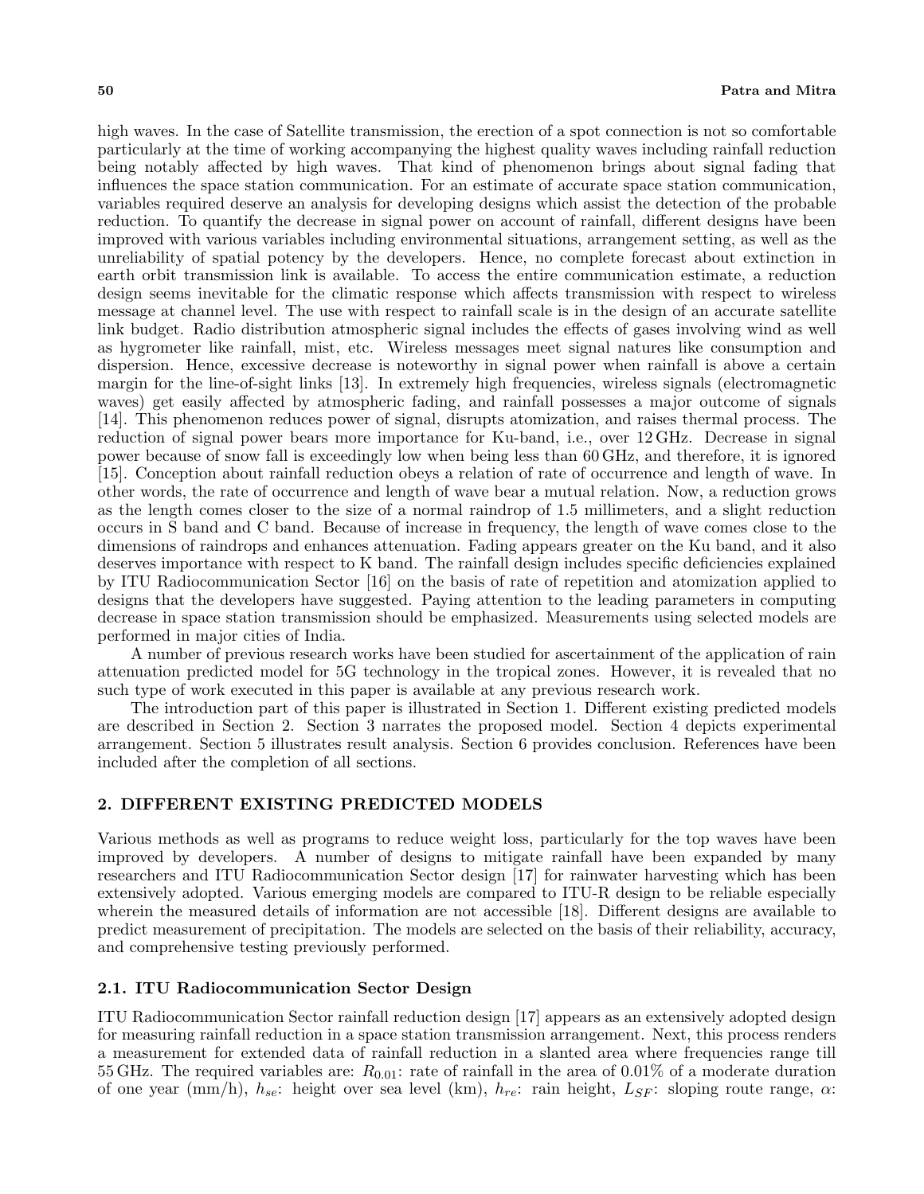high waves. In the case of Satellite transmission, the erection of a spot connection is not so comfortable particularly at the time of working accompanying the highest quality waves including rainfall reduction being notably affected by high waves. That kind of phenomenon brings about signal fading that influences the space station communication. For an estimate of accurate space station communication, variables required deserve an analysis for developing designs which assist the detection of the probable reduction. To quantify the decrease in signal power on account of rainfall, different designs have been improved with various variables including environmental situations, arrangement setting, as well as the unreliability of spatial potency by the developers. Hence, no complete forecast about extinction in earth orbit transmission link is available. To access the entire communication estimate, a reduction design seems inevitable for the climatic response which affects transmission with respect to wireless message at channel level. The use with respect to rainfall scale is in the design of an accurate satellite link budget. Radio distribution atmospheric signal includes the effects of gases involving wind as well as hygrometer like rainfall, mist, etc. Wireless messages meet signal natures like consumption and dispersion. Hence, excessive decrease is noteworthy in signal power when rainfall is above a certain margin for the line-of-sight links [13]. In extremely high frequencies, wireless signals (electromagnetic waves) get easily affected by atmospheric fading, and rainfall possesses a major outcome of signals [14]. This phenomenon reduces power of signal, disrupts atomization, and raises thermal process. The reduction of signal power bears more importance for Ku-band, i.e., over 12 GHz. Decrease in signal power because of snow fall is exceedingly low when being less than 60 GHz, and therefore, it is ignored [15]. Conception about rainfall reduction obeys a relation of rate of occurrence and length of wave. In other words, the rate of occurrence and length of wave bear a mutual relation. Now, a reduction grows as the length comes closer to the size of a normal raindrop of 1.5 millimeters, and a slight reduction occurs in S band and C band. Because of increase in frequency, the length of wave comes close to the dimensions of raindrops and enhances attenuation. Fading appears greater on the Ku band, and it also deserves importance with respect to K band. The rainfall design includes specific deficiencies explained by ITU Radiocommunication Sector [16] on the basis of rate of repetition and atomization applied to designs that the developers have suggested. Paying attention to the leading parameters in computing decrease in space station transmission should be emphasized. Measurements using selected models are performed in major cities of India.

A number of previous research works have been studied for ascertainment of the application of rain attenuation predicted model for 5G technology in the tropical zones. However, it is revealed that no such type of work executed in this paper is available at any previous research work.

The introduction part of this paper is illustrated in Section 1. Different existing predicted models are described in Section 2. Section 3 narrates the proposed model. Section 4 depicts experimental arrangement. Section 5 illustrates result analysis. Section 6 provides conclusion. References have been included after the completion of all sections.

## 2. DIFFERENT EXISTING PREDICTED MODELS

Various methods as well as programs to reduce weight loss, particularly for the top waves have been improved by developers. A number of designs to mitigate rainfall have been expanded by many researchers and ITU Radiocommunication Sector design [17] for rainwater harvesting which has been extensively adopted. Various emerging models are compared to ITU-R design to be reliable especially wherein the measured details of information are not accessible [18]. Different designs are available to predict measurement of precipitation. The models are selected on the basis of their reliability, accuracy, and comprehensive testing previously performed.

### 2.1. ITU Radiocommunication Sector Design

ITU Radiocommunication Sector rainfall reduction design [17] appears as an extensively adopted design for measuring rainfall reduction in a space station transmission arrangement. Next, this process renders a measurement for extended data of rainfall reduction in a slanted area where frequencies range till 55 GHz. The required variables are: $R_{0.01}$: rate of rainfall in the area of 0.01% of a moderate duration of one year (mm/h), $h_{se}$: height over sea level (km), $h_{re}$: rain height, $L_{SF}$: sloping route range, $\alpha$: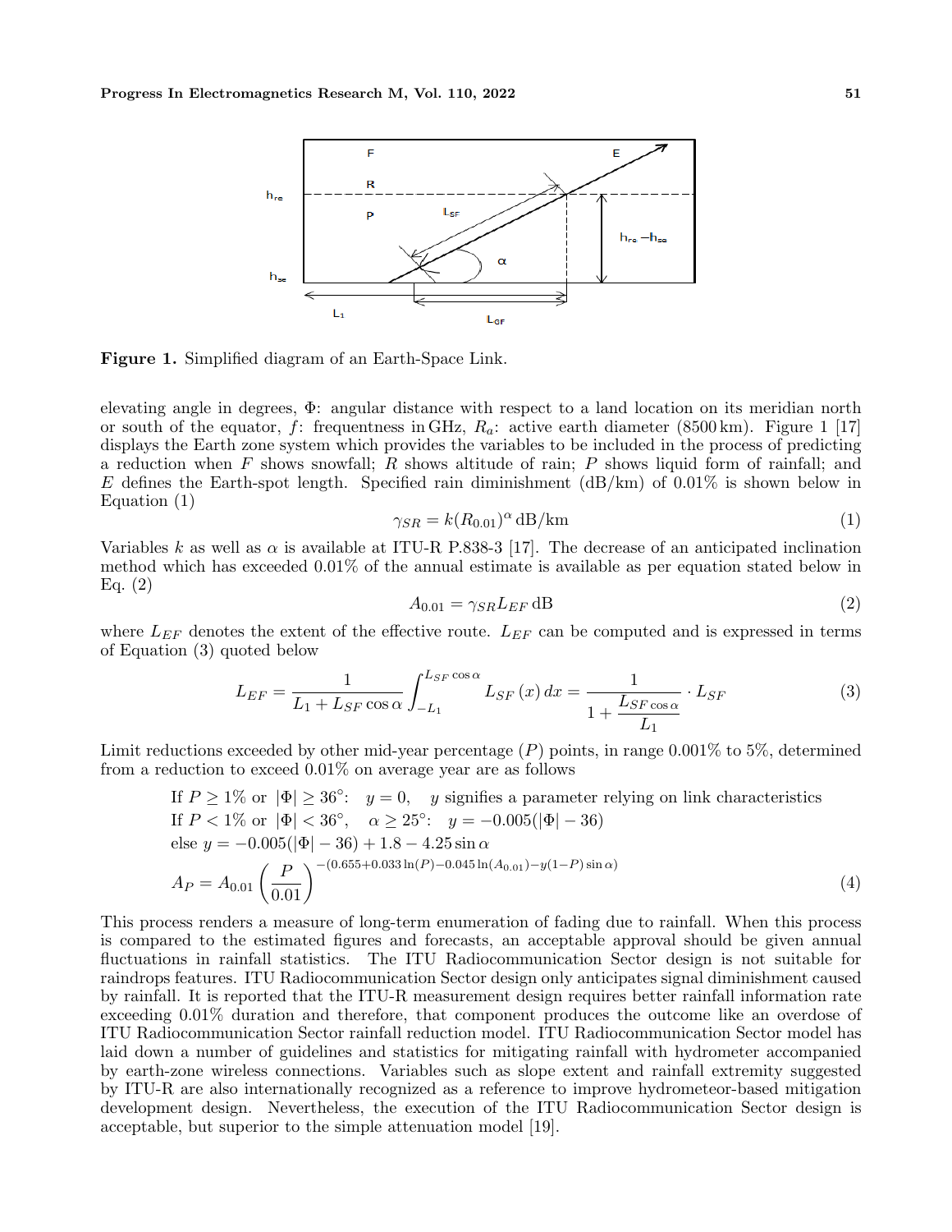Figure 1. Simplified diagram of an Earth-Space Link.

elevating angle in degrees, $\Phi$: angular distance with respect to a land location on its meridian north or south of the equator, $f$: frequentness in GHz, $R_a$: active earth diameter (8500 km). Figure 1 [17] displays the Earth zone system which provides the variables to be included in the process of predicting a reduction when $F$ shows snowfall; $R$ shows altitude of rain; $P$ shows liquid form of rainfall; and $E$ defines the Earth-spot length. Specified rain diminishment (dB/km) of 0.01% is shown below in Equation (1)

$$\gamma_{SR} = k(R_{0.01})^{\alpha} \text{ dB/km} \tag{1}$$

Variables $k$ as well as $\alpha$ is available at ITU-R P.838-3 [17]. The decrease of an anticipated inclination method which has exceeded 0.01% of the annual estimate is available as per equation stated below in Eq. (2)

$$A_{0.01} = \gamma_{SR} L_{EF} \text{ dB} \tag{2}$$

where $L_{EF}$ denotes the extent of the effective route. $L_{EF}$ can be computed and is expressed in terms of Equation (3) quoted below

$$L_{EF} = \frac{1}{L_1 + L_{SF}\cos\alpha} \int_{-L_1}^{L_{SF}\cos\alpha} L_{SF}(x)\, dx = \frac{1}{1 + \frac{L_{SF\cos\alpha}}{L_1}} \cdot L_{SF} \tag{3}$$

Limit reductions exceeded by other mid-year percentage ($P$) points, in range 0.001% to 5%, determined from a reduction to exceed 0.01% on average year are as follows

If $P \geq 1\%$ or $|\Phi| \geq 36^{\circ}$: $y = 0$, $y$ signifies a parameter relying on link characteristics

If $P < 1\%$ or $|\Phi| < 36^{\circ}$, $\alpha \geq 25^{\circ}$: $y = -0.005(|\Phi| - 36)$

else $y = -0.005(|\Phi| - 36) + 1.8 - 4.25\sin\alpha$

$$A_P = A_{0.01}\left(\frac{P}{0.01}\right)^{-(0.655 + 0.033\ln(P) - 0.045\ln(A_{0.01}) - y(1-P)\sin\alpha)} \tag{4}$$

This process renders a measure of long-term enumeration of fading due to rainfall. When this process is compared to the estimated figures and forecasts, an acceptable approval should be given annual fluctuations in rainfall statistics. The ITU Radiocommunication Sector design is not suitable for raindrops features. ITU Radiocommunication Sector design only anticipates signal diminishment caused by rainfall. It is reported that the ITU-R measurement design requires better rainfall information rate exceeding 0.01% duration and therefore, that component produces the outcome like an overdose of ITU Radiocommunication Sector rainfall reduction model. ITU Radiocommunication Sector model has laid down a number of guidelines and statistics for mitigating rainfall with hydrometer accompanied by earth-zone wireless connections. Variables such as slope extent and rainfall extremity suggested by ITU-R are also internationally recognized as a reference to improve hydrometeor-based mitigation development design. Nevertheless, the execution of the ITU Radiocommunication Sector design is acceptable, but superior to the simple attenuation model [19].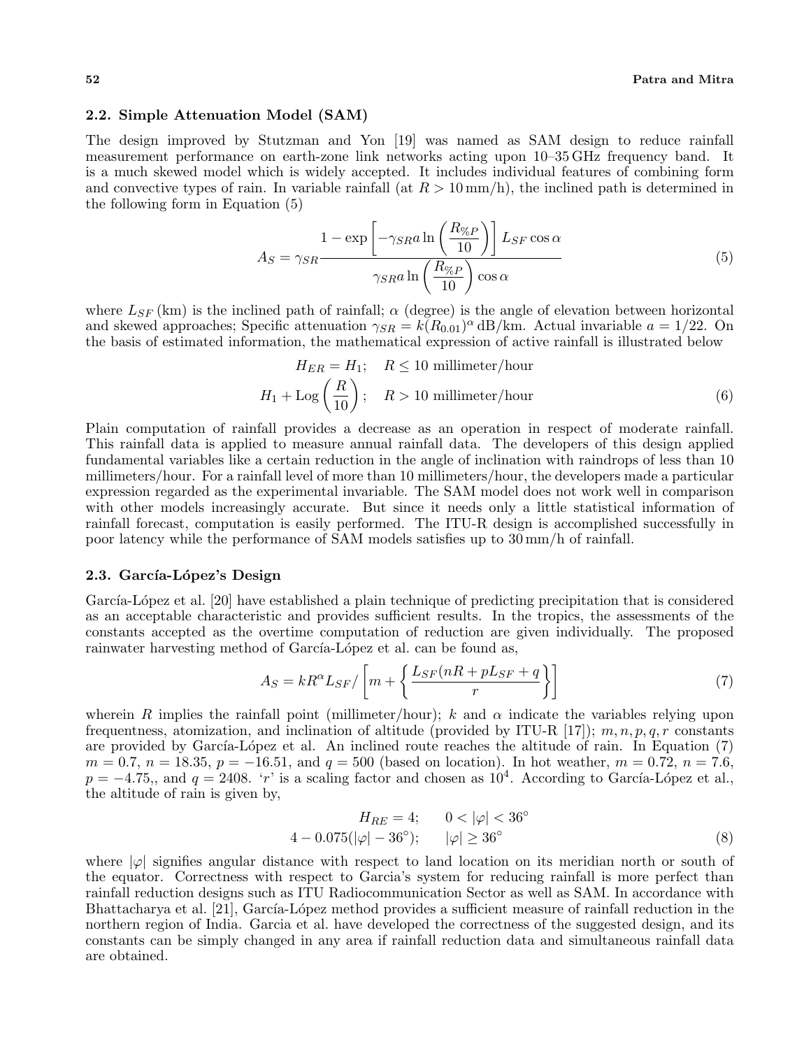### 2.2. Simple Attenuation Model (SAM)

The design improved by Stutzman and Yon [19] was named as SAM design to reduce rainfall measurement performance on earth-zone link networks acting upon 10–35 GHz frequency band. It is a much skewed model which is widely accepted. It includes individual features of combining form and convective types of rain. In variable rainfall (at $R > 10\,\text{mm/h}$), the inclined path is determined in the following form in Equation (5)

$$A_S = \gamma_{SR} \frac{1 - \exp\left[-\gamma_{SR} a \ln\left(\frac{R_{\%P}}{10}\right)\right] L_{SF} \cos\alpha}{\gamma_{SR} a \ln\left(\frac{R_{\%P}}{10}\right) \cos\alpha} \tag{5}$$

where $L_{SF}$ (km) is the inclined path of rainfall; $\alpha$ (degree) is the angle of elevation between horizontal and skewed approaches; Specific attenuation $\gamma_{SR} = k(R_{0.01})^{\alpha}$ dB/km. Actual invariable $a = 1/22$. On the basis of estimated information, the mathematical expression of active rainfall is illustrated below

$$\begin{aligned} H_{ER} &= H_1; \quad R \leq 10 \text{ millimeter/hour} \\ H_1 &+ \text{Log}\left(\frac{R}{10}\right); \quad R > 10 \text{ millimeter/hour} \end{aligned} \tag{6}$$

Plain computation of rainfall provides a decrease as an operation in respect of moderate rainfall. This rainfall data is applied to measure annual rainfall data. The developers of this design applied fundamental variables like a certain reduction in the angle of inclination with raindrops of less than 10 millimeters/hour. For a rainfall level of more than 10 millimeters/hour, the developers made a particular expression regarded as the experimental invariable. The SAM model does not work well in comparison with other models increasingly accurate. But since it needs only a little statistical information of rainfall forecast, computation is easily performed. The ITU-R design is accomplished successfully in poor latency while the performance of SAM models satisfies up to 30 mm/h of rainfall.

### 2.3. García-López's Design

García-López et al. [20] have established a plain technique of predicting precipitation that is considered as an acceptable characteristic and provides sufficient results. In the tropics, the assessments of the constants accepted as the overtime computation of reduction are given individually. The proposed rainwater harvesting method of García-López et al. can be found as,

$$A_S = kR^{\alpha} L_{SF} / \left[m + \left\{\frac{L_{SF}(nR + pL_{SF} + q}{r}\right\}\right] \tag{7}$$

wherein $R$ implies the rainfall point (millimeter/hour); $k$ and $\alpha$ indicate the variables relying upon frequentness, atomization, and inclination of altitude (provided by ITU-R [17]); $m, n, p, q, r$ constants are provided by García-López et al. An inclined route reaches the altitude of rain. In Equation (7) $m = 0.7$, $n = 18.35$, $p = -16.51$, and $q = 500$ (based on location). In hot weather, $m = 0.72$, $n = 7.6$, $p = -4.75$,, and $q = 2408$. '$r$' is a scaling factor and chosen as $10^4$. According to García-López et al., the altitude of rain is given by,

$$\begin{aligned} H_{RE} &= 4; \qquad 0 < |\varphi| < 36^{\circ} \\ 4 - 0.075(|\varphi| &- 36^{\circ}); \qquad |\varphi| \geq 36^{\circ} \end{aligned} \tag{8}$$

where $|\varphi|$ signifies angular distance with respect to land location on its meridian north or south of the equator. Correctness with respect to Garcia's system for reducing rainfall is more perfect than rainfall reduction designs such as ITU Radiocommunication Sector as well as SAM. In accordance with Bhattacharya et al. [21], García-López method provides a sufficient measure of rainfall reduction in the northern region of India. Garcia et al. have developed the correctness of the suggested design, and its constants can be simply changed in any area if rainfall reduction data and simultaneous rainfall data are obtained.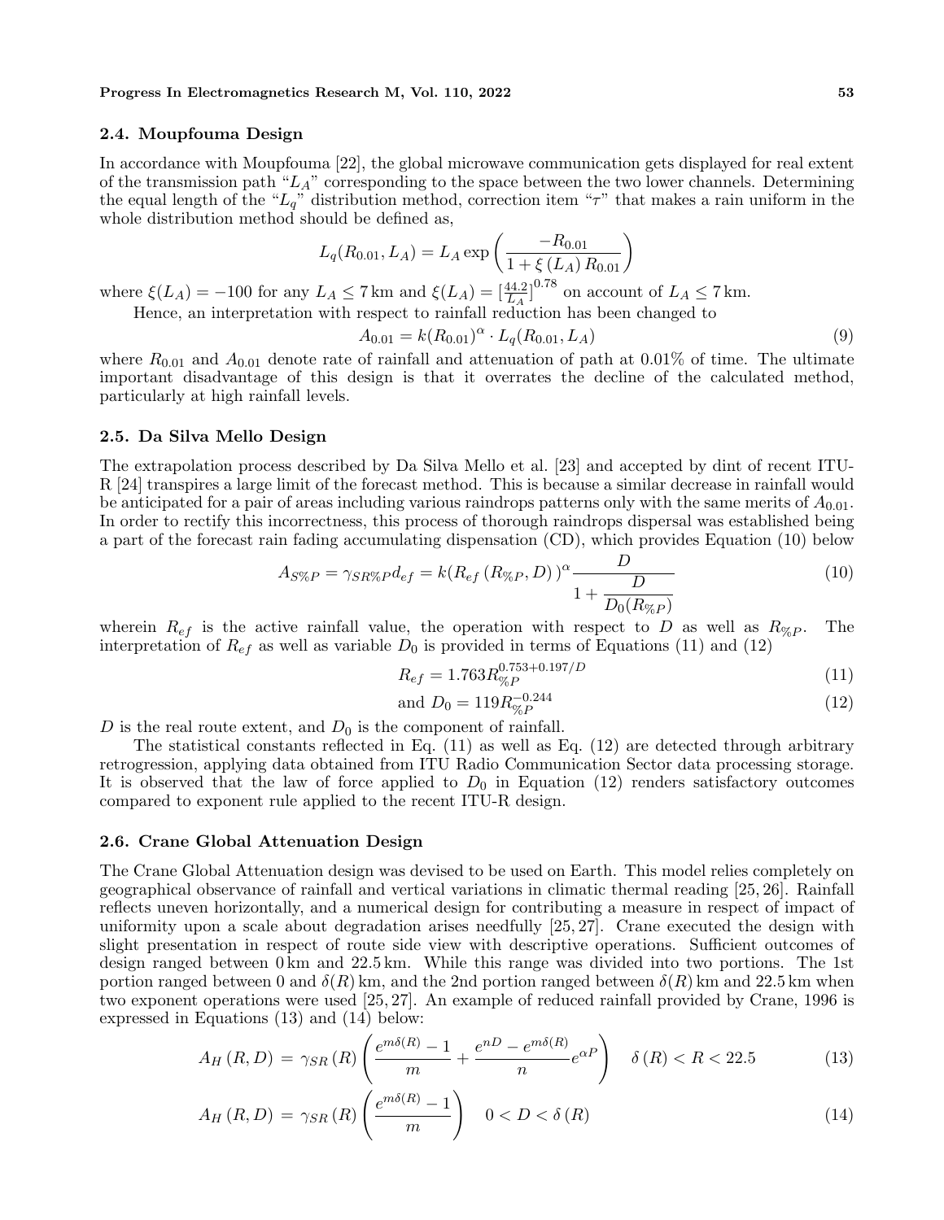### 2.4. Moupfouma Design

In accordance with Moupfouma [22], the global microwave communication gets displayed for real extent of the transmission path "$L_A$" corresponding to the space between the two lower channels. Determining the equal length of the "$L_q$" distribution method, correction item "$\tau$" that makes a rain uniform in the whole distribution method should be defined as,

$$L_q(R_{0.01}, L_A) = L_A \exp\left(\frac{-R_{0.01}}{1 + \xi\left(L_A\right) R_{0.01}}\right)$$

where $\xi(L_A) = -100$ for any $L_A \leq 7\,\text{km}$ and $\xi(L_A) = [\frac{44.2}{L_A}]^{0.78}$ on account of $L_A \leq 7\,\text{km}$.

Hence, an interpretation with respect to rainfall reduction has been changed to

$$A_{0.01} = k(R_{0.01})^{\alpha} \cdot L_q(R_{0.01}, L_A) \tag{9}$$

where $R_{0.01}$ and $A_{0.01}$ denote rate of rainfall and attenuation of path at 0.01% of time. The ultimate important disadvantage of this design is that it overrates the decline of the calculated method, particularly at high rainfall levels.

### 2.5. Da Silva Mello Design

The extrapolation process described by Da Silva Mello et al. [23] and accepted by dint of recent ITU-R [24] transpires a large limit of the forecast method. This is because a similar decrease in rainfall would be anticipated for a pair of areas including various raindrops patterns only with the same merits of $A_{0.01}$. In order to rectify this incorrectness, this process of thorough raindrops dispersal was established being a part of the forecast rain fading accumulating dispensation (CD), which provides Equation (10) below

$$A_{S\%P} = \gamma_{SR\%P} d_{ef} = k(R_{ef}\left(R_{\%P}, D\right))^{\alpha} \frac{D}{1 + \dfrac{D}{D_0(R_{\%P})}} \tag{10}$$

wherein $R_{ef}$ is the active rainfall value, the operation with respect to $D$ as well as $R_{\%P}$. The interpretation of $R_{ef}$ as well as variable $D_0$ is provided in terms of Equations (11) and (12)

$$R_{ef} = 1.763 R_{\%P}^{0.753+0.197/D} \tag{11}$$

$$\text{and } D_0 = 119 R_{\%P}^{-0.244} \tag{12}$$

$D$ is the real route extent, and $D_0$ is the component of rainfall.

The statistical constants reflected in Eq. (11) as well as Eq. (12) are detected through arbitrary retrogression, applying data obtained from ITU Radio Communication Sector data processing storage. It is observed that the law of force applied to $D_0$ in Equation (12) renders satisfactory outcomes compared to exponent rule applied to the recent ITU-R design.

### 2.6. Crane Global Attenuation Design

The Crane Global Attenuation design was devised to be used on Earth. This model relies completely on geographical observance of rainfall and vertical variations in climatic thermal reading [25, 26]. Rainfall reflects uneven horizontally, and a numerical design for contributing a measure in respect of impact of uniformity upon a scale about degradation arises needfully [25, 27]. Crane executed the design with slight presentation in respect of route side view with descriptive operations. Sufficient outcomes of design ranged between 0 km and 22.5 km. While this range was divided into two portions. The 1st portion ranged between 0 and $\delta(R)$ km, and the 2nd portion ranged between $\delta(R)$ km and 22.5 km when two exponent operations were used [25, 27]. An example of reduced rainfall provided by Crane, 1996 is expressed in Equations (13) and (14) below:

$$A_H\left(R, D\right) = \gamma_{SR}\left(R\right)\left(\frac{e^{m\delta(R)} - 1}{m} + \frac{e^{nD} - e^{m\delta(R)}}{n} e^{\alpha P}\right) \quad \delta\left(R\right) < R < 22.5 \tag{13}$$

$$A_H\left(R, D\right) = \gamma_{SR}\left(R\right)\left(\frac{e^{m\delta(R)} - 1}{m}\right) \quad 0 < D < \delta\left(R\right) \tag{14}$$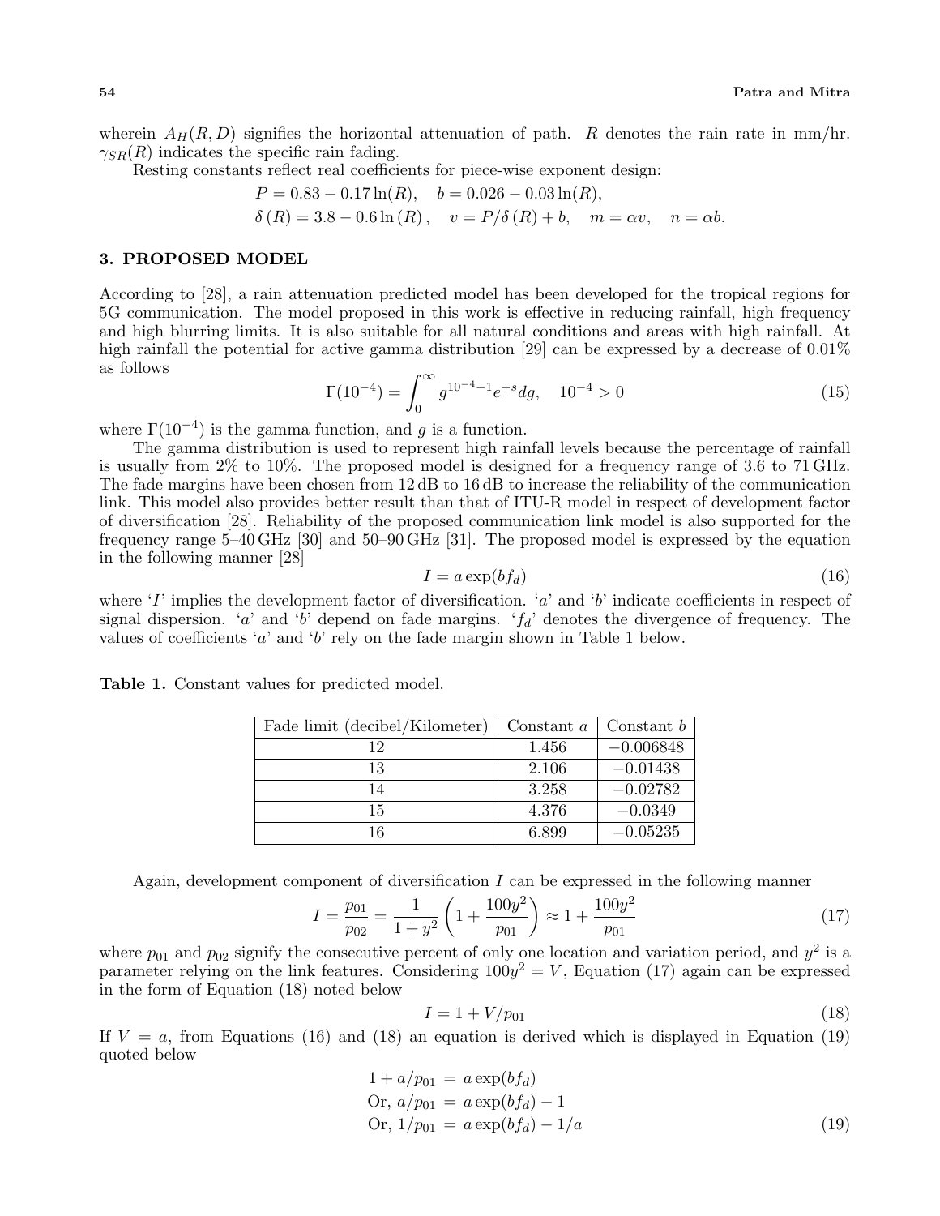wherein $A_H(R, D)$ signifies the horizontal attenuation of path. $R$ denotes the rain rate in mm/hr. $\gamma_{SR}(R)$ indicates the specific rain fading.

Resting constants reflect real coefficients for piece-wise exponent design:

$$P = 0.83 - 0.17\ln(R), \quad b = 0.026 - 0.03\ln(R),$$
$$\delta(R) = 3.8 - 0.6\ln(R), \quad v = P/\delta(R) + b, \quad m = \alpha v, \quad n = \alpha b.$$

## 3. PROPOSED MODEL

According to [28], a rain attenuation predicted model has been developed for the tropical regions for 5G communication. The model proposed in this work is effective in reducing rainfall, high frequency and high blurring limits. It is also suitable for all natural conditions and areas with high rainfall. At high rainfall the potential for active gamma distribution [29] can be expressed by a decrease of 0.01% as follows

$$\Gamma(10^{-4}) = \int_0^\infty g^{10^{-4}-1} e^{-s} dg, \quad 10^{-4} > 0 \tag{15}$$

where $\Gamma(10^{-4})$ is the gamma function, and $g$ is a function.

The gamma distribution is used to represent high rainfall levels because the percentage of rainfall is usually from 2% to 10%. The proposed model is designed for a frequency range of 3.6 to 71 GHz. The fade margins have been chosen from 12 dB to 16 dB to increase the reliability of the communication link. This model also provides better result than that of ITU-R model in respect of development factor of diversification [28]. Reliability of the proposed communication link model is also supported for the frequency range 5–40 GHz [30] and 50–90 GHz [31]. The proposed model is expressed by the equation in the following manner [28]

$$I = a\exp(bf_d) \tag{16}$$

where '$I$' implies the development factor of diversification. '$a$' and '$b$' indicate coefficients in respect of signal dispersion. '$a$' and '$b$' depend on fade margins. '$f_d$' denotes the divergence of frequency. The values of coefficients '$a$' and '$b$' rely on the fade margin shown in Table 1 below.

**Table 1.** Constant values for predicted model.

| Fade limit (decibel/Kilometer) | Constant $a$ | Constant $b$ |
|---|---|---|
| 12 | 1.456 | −0.006848 |
| 13 | 2.106 | −0.01438 |
| 14 | 3.258 | −0.02782 |
| 15 | 4.376 | −0.0349 |
| 16 | 6.899 | −0.05235 |

Again, development component of diversification $I$ can be expressed in the following manner

$$I = \frac{p_{01}}{p_{02}} = \frac{1}{1+y^2}\left(1 + \frac{100y^2}{p_{01}}\right) \approx 1 + \frac{100y^2}{p_{01}} \tag{17}$$

where $p_{01}$ and $p_{02}$ signify the consecutive percent of only one location and variation period, and $y^2$ is a parameter relying on the link features. Considering $100y^2 = V$, Equation (17) again can be expressed in the form of Equation (18) noted below

$$I = 1 + V/p_{01} \tag{18}$$

If $V = a$, from Equations (16) and (18) an equation is derived which is displayed in Equation (19) quoted below

$$\begin{aligned} 1 + a/p_{01} &= a\exp(bf_d) \\ \text{Or, } a/p_{01} &= a\exp(bf_d) - 1 \\ \text{Or, } 1/p_{01} &= a\exp(bf_d) - 1/a \end{aligned} \tag{19}$$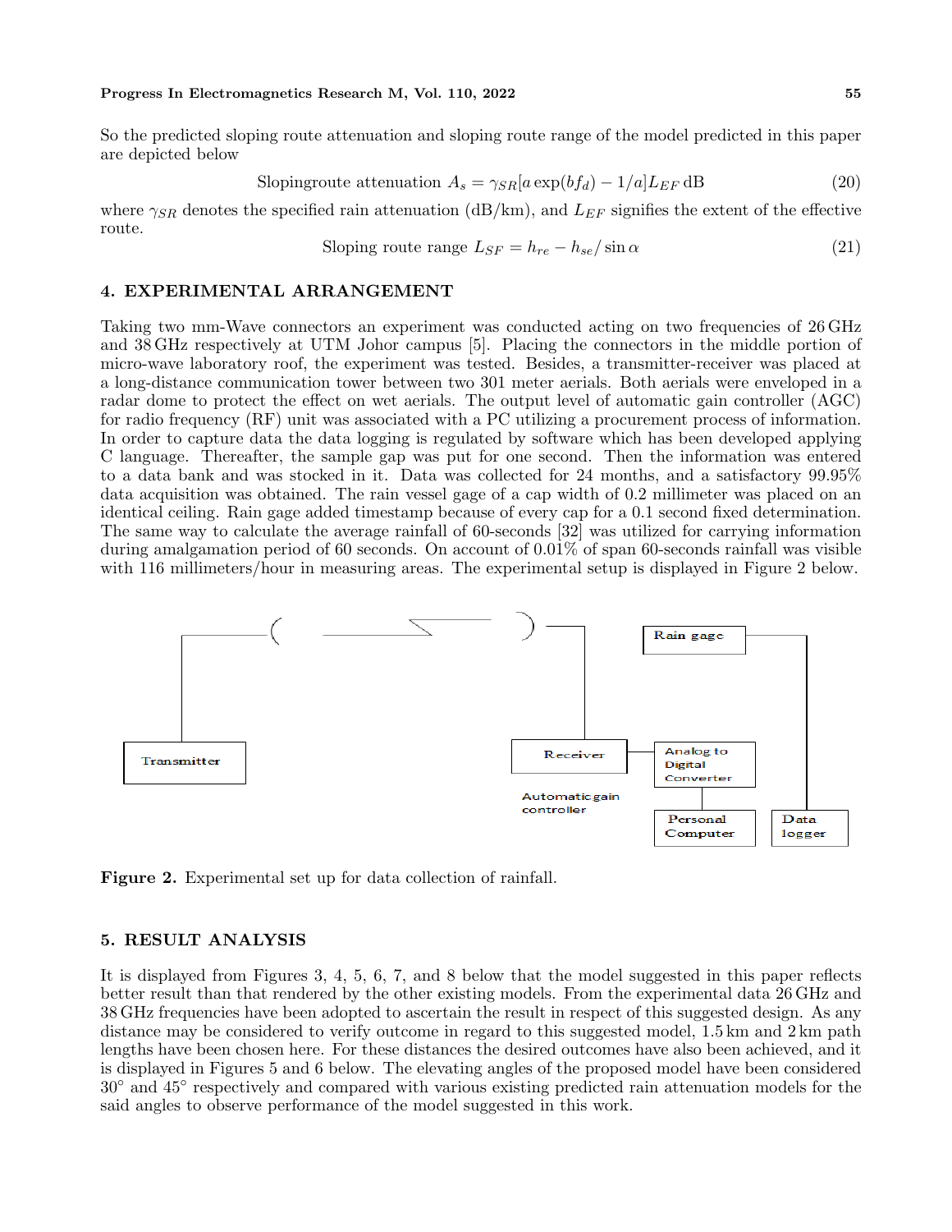So the predicted sloping route attenuation and sloping route range of the model predicted in this paper are depicted below

$$\text{Slopingroute attenuation } A_s = \gamma_{SR}[a\exp(bf_d) - 1/a]L_{EF}\,\text{dB} \tag{20}$$

where $\gamma_{SR}$ denotes the specified rain attenuation (dB/km), and $L_{EF}$ signifies the extent of the effective route.

$$\text{Sloping route range } L_{SF} = h_{re} - h_{se}/\sin\alpha \tag{21}$$

## 4. EXPERIMENTAL ARRANGEMENT

Taking two mm-Wave connectors an experiment was conducted acting on two frequencies of 26 GHz and 38 GHz respectively at UTM Johor campus [5]. Placing the connectors in the middle portion of micro-wave laboratory roof, the experiment was tested. Besides, a transmitter-receiver was placed at a long-distance communication tower between two 301 meter aerials. Both aerials were enveloped in a radar dome to protect the effect on wet aerials. The output level of automatic gain controller (AGC) for radio frequency (RF) unit was associated with a PC utilizing a procurement process of information. In order to capture data the data logging is regulated by software which has been developed applying C language. Thereafter, the sample gap was put for one second. Then the information was entered to a data bank and was stocked in it. Data was collected for 24 months, and a satisfactory 99.95% data acquisition was obtained. The rain vessel gage of a cap width of 0.2 millimeter was placed on an identical ceiling. Rain gage added timestamp because of every cap for a 0.1 second fixed determination. The same way to calculate the average rainfall of 60-seconds [32] was utilized for carrying information during amalgamation period of 60 seconds. On account of 0.01% of span 60-seconds rainfall was visible with 116 millimeters/hour in measuring areas. The experimental setup is displayed in Figure 2 below.

Figure 2. Experimental set up for data collection of rainfall.

## 5. RESULT ANALYSIS

It is displayed from Figures 3, 4, 5, 6, 7, and 8 below that the model suggested in this paper reflects better result than that rendered by the other existing models. From the experimental data 26 GHz and 38 GHz frequencies have been adopted to ascertain the result in respect of this suggested design. As any distance may be considered to verify outcome in regard to this suggested model, 1.5 km and 2 km path lengths have been chosen here. For these distances the desired outcomes have also been achieved, and it is displayed in Figures 5 and 6 below. The elevating angles of the proposed model have been considered 30° and 45° respectively and compared with various existing predicted rain attenuation models for the said angles to observe performance of the model suggested in this work.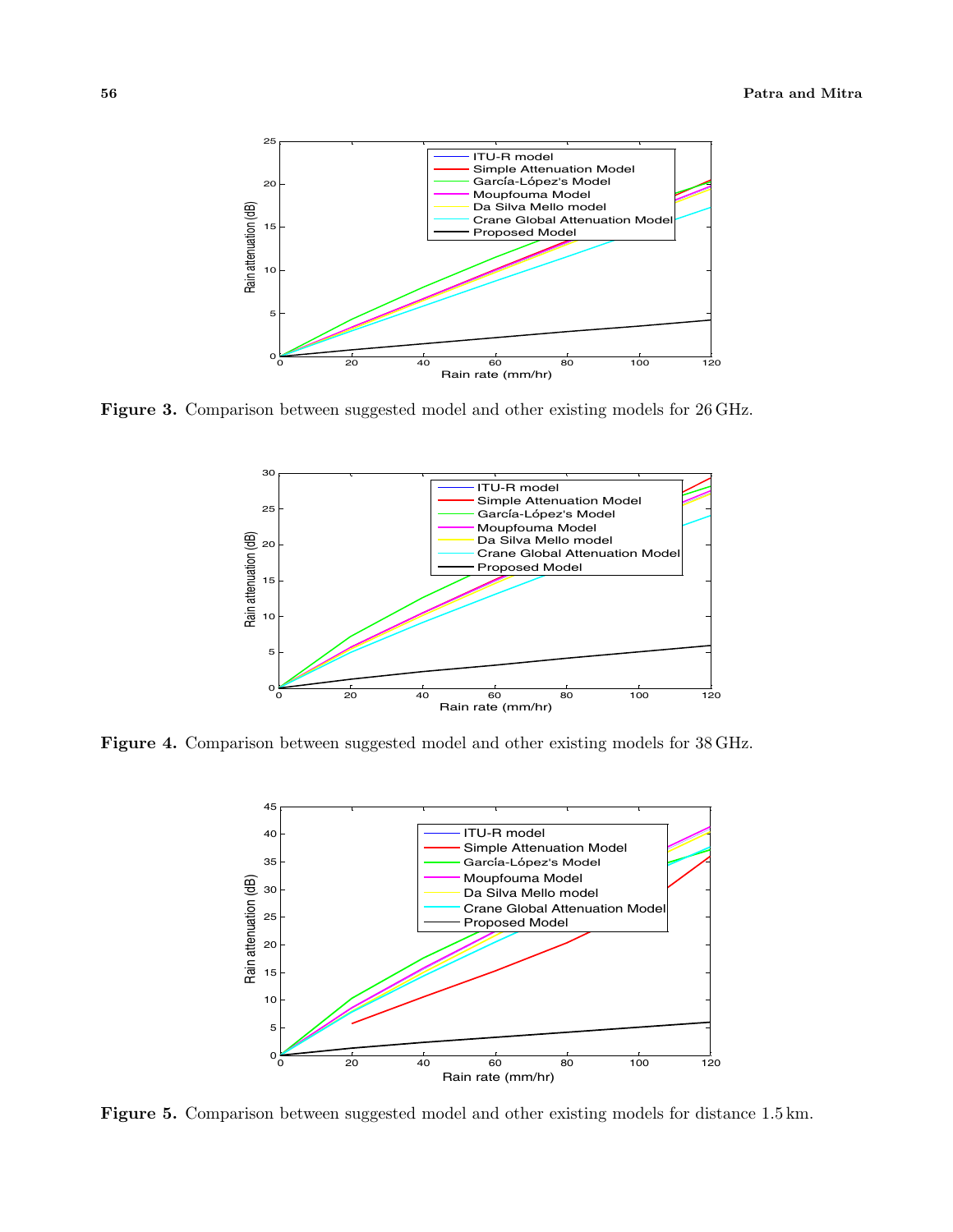**Figure 3.** Comparison between suggested model and other existing models for 26 GHz.

**Figure 4.** Comparison between suggested model and other existing models for 38 GHz.

**Figure 5.** Comparison between suggested model and other existing models for distance 1.5 km.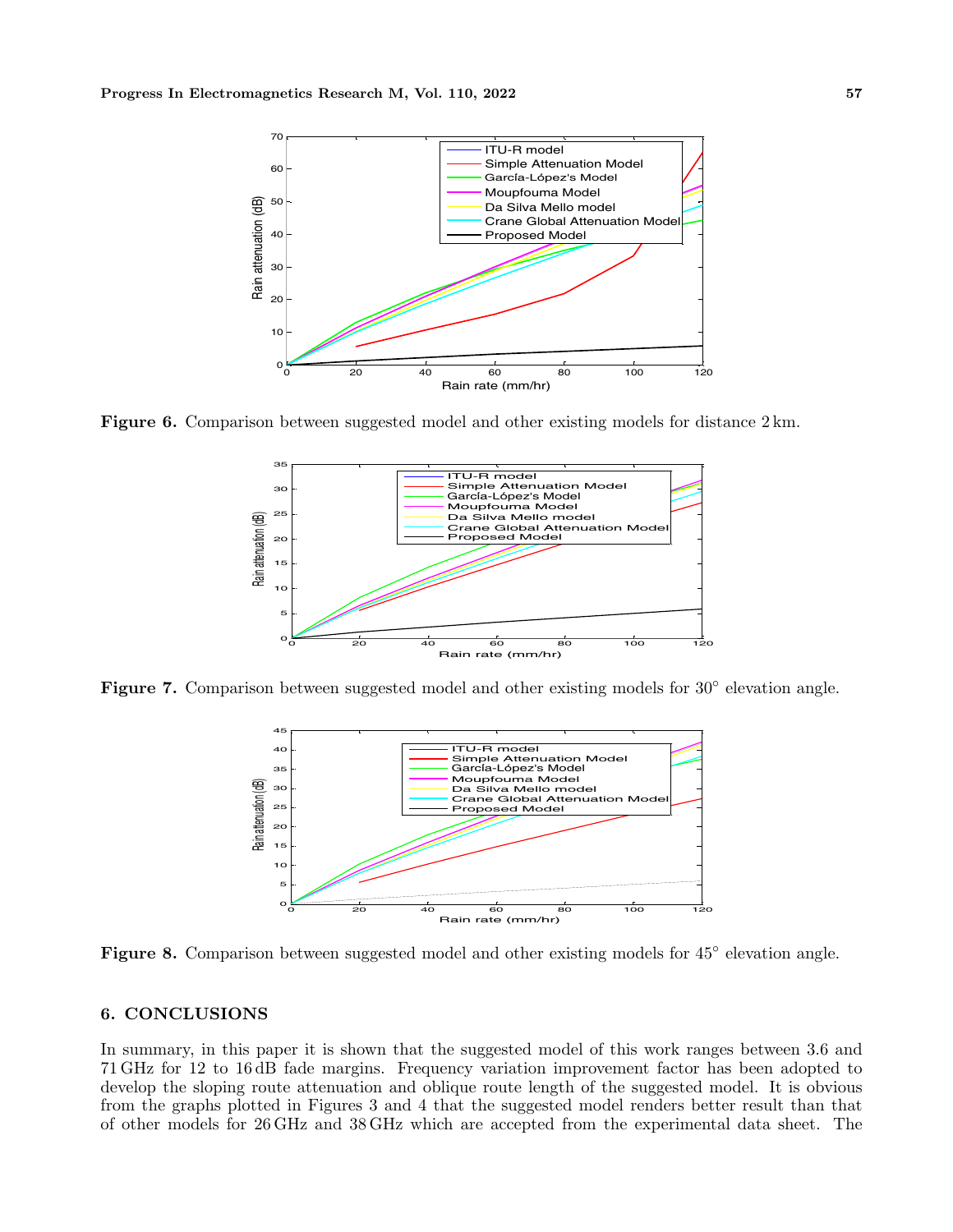**Figure 6.** Comparison between suggested model and other existing models for distance 2 km.

**Figure 7.** Comparison between suggested model and other existing models for 30° elevation angle.

**Figure 8.** Comparison between suggested model and other existing models for 45° elevation angle.

## 6. CONCLUSIONS

In summary, in this paper it is shown that the suggested model of this work ranges between 3.6 and 71 GHz for 12 to 16 dB fade margins. Frequency variation improvement factor has been adopted to develop the sloping route attenuation and oblique route length of the suggested model. It is obvious from the graphs plotted in Figures 3 and 4 that the suggested model renders better result than that of other models for 26 GHz and 38 GHz which are accepted from the experimental data sheet. The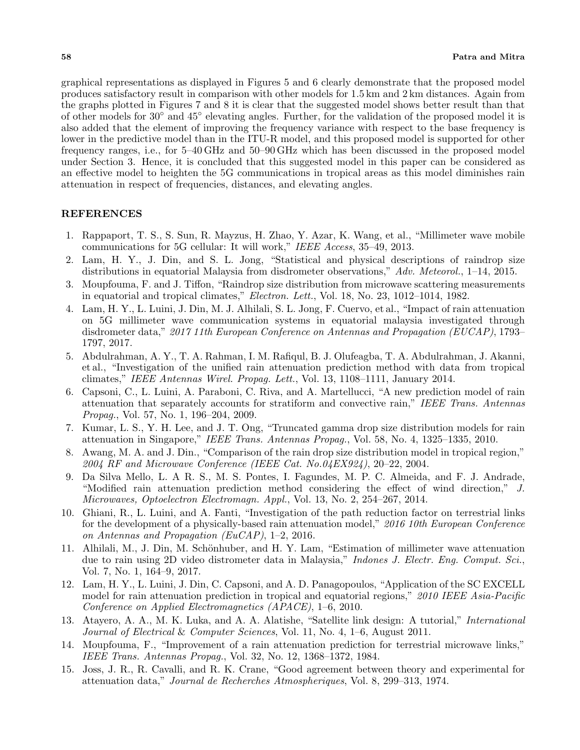graphical representations as displayed in Figures 5 and 6 clearly demonstrate that the proposed model produces satisfactory result in comparison with other models for 1.5 km and 2 km distances. Again from the graphs plotted in Figures 7 and 8 it is clear that the suggested model shows better result than that of other models for 30° and 45° elevating angles. Further, for the validation of the proposed model it is also added that the element of improving the frequency variance with respect to the base frequency is lower in the predictive model than in the ITU-R model, and this proposed model is supported for other frequency ranges, i.e., for 5–40 GHz and 50–90 GHz which has been discussed in the proposed model under Section 3. Hence, it is concluded that this suggested model in this paper can be considered as an effective model to heighten the 5G communications in tropical areas as this model diminishes rain attenuation in respect of frequencies, distances, and elevating angles.

## REFERENCES

1. Rappaport, T. S., S. Sun, R. Mayzus, H. Zhao, Y. Azar, K. Wang, et al., "Millimeter wave mobile communications for 5G cellular: It will work," *IEEE Access*, 35–49, 2013.
2. Lam, H. Y., J. Din, and S. L. Jong, "Statistical and physical descriptions of raindrop size distributions in equatorial Malaysia from disdrometer observations," *Adv. Meteorol.*, 1–14, 2015.
3. Moupfouma, F. and J. Tiffon, "Raindrop size distribution from microwave scattering measurements in equatorial and tropical climates," *Electron. Lett.*, Vol. 18, No. 23, 1012–1014, 1982.
4. Lam, H. Y., L. Luini, J. Din, M. J. Alhilali, S. L. Jong, F. Cuervo, et al., "Impact of rain attenuation on 5G millimeter wave communication systems in equatorial malaysia investigated through disdrometer data," *2017 11th European Conference on Antennas and Propagation (EUCAP)*, 1793–1797, 2017.
5. Abdulrahman, A. Y., T. A. Rahman, I. M. Rafiqul, B. J. Olufeagba, T. A. Abdulrahman, J. Akanni, et al., "Investigation of the unified rain attenuation prediction method with data from tropical climates," *IEEE Antennas Wirel. Propag. Lett.*, Vol. 13, 1108–1111, January 2014.
6. Capsoni, C., L. Luini, A. Paraboni, C. Riva, and A. Martellucci, "A new prediction model of rain attenuation that separately accounts for stratiform and convective rain," *IEEE Trans. Antennas Propag.*, Vol. 57, No. 1, 196–204, 2009.
7. Kumar, L. S., Y. H. Lee, and J. T. Ong, "Truncated gamma drop size distribution models for rain attenuation in Singapore," *IEEE Trans. Antennas Propag.*, Vol. 58, No. 4, 1325–1335, 2010.
8. Awang, M. A. and J. Din., "Comparison of the rain drop size distribution model in tropical region," *2004 RF and Microwave Conference (IEEE Cat. No.04EX924)*, 20–22, 2004.
9. Da Silva Mello, L. A R. S., M. S. Pontes, I. Fagundes, M. P. C. Almeida, and F. J. Andrade, "Modified rain attenuation prediction method considering the effect of wind direction," *J. Microwaves, Optoelectron Electromagn. Appl.*, Vol. 13, No. 2, 254–267, 2014.
10. Ghiani, R., L. Luini, and A. Fanti, "Investigation of the path reduction factor on terrestrial links for the development of a physically-based rain attenuation model," *2016 10th European Conference on Antennas and Propagation (EuCAP)*, 1–2, 2016.
11. Alhilali, M., J. Din, M. Schönhuber, and H. Y. Lam, "Estimation of millimeter wave attenuation due to rain using 2D video distrometer data in Malaysia," *Indones J. Electr. Eng. Comput. Sci.*, Vol. 7, No. 1, 164–9, 2017.
12. Lam, H. Y., L. Luini, J. Din, C. Capsoni, and A. D. Panagopoulos, "Application of the SC EXCELL model for rain attenuation prediction in tropical and equatorial regions," *2010 IEEE Asia-Pacific Conference on Applied Electromagnetics (APACE)*, 1–6, 2010.
13. Atayero, A. A., M. K. Luka, and A. A. Alatishe, "Satellite link design: A tutorial," *International Journal of Electrical* & *Computer Sciences*, Vol. 11, No. 4, 1–6, August 2011.
14. Moupfouma, F., "Improvement of a rain attenuation prediction for terrestrial microwave links," *IEEE Trans. Antennas Propag.*, Vol. 32, No. 12, 1368–1372, 1984.
15. Joss, J. R., R. Cavalli, and R. K. Crane, "Good agreement between theory and experimental for attenuation data," *Journal de Recherches Atmospheriques*, Vol. 8, 299–313, 1974.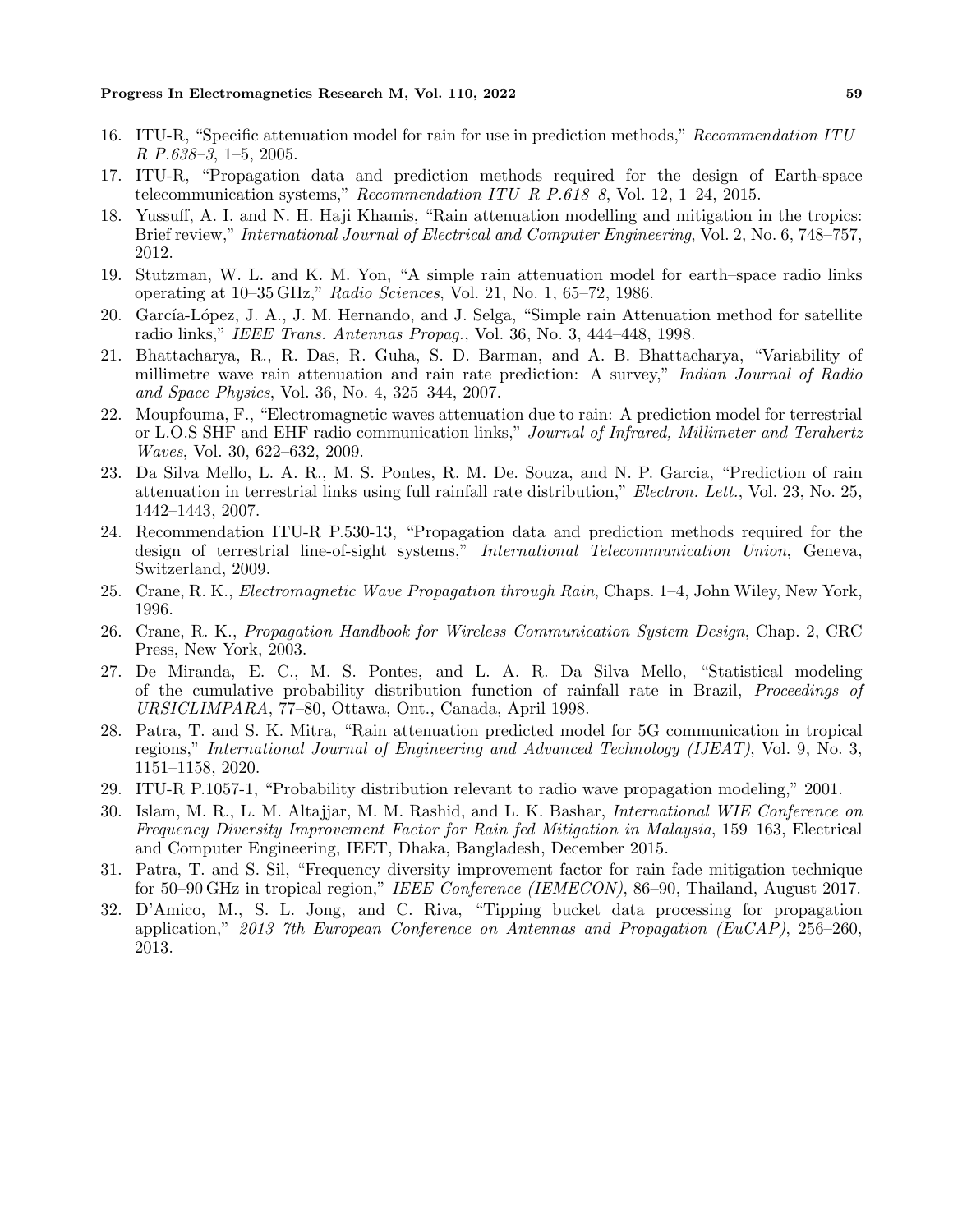16. ITU-R, "Specific attenuation model for rain for use in prediction methods," *Recommendation ITU–R P.638–3*, 1–5, 2005.
17. ITU-R, "Propagation data and prediction methods required for the design of Earth-space telecommunication systems," *Recommendation ITU–R P.618–8*, Vol. 12, 1–24, 2015.
18. Yussuff, A. I. and N. H. Haji Khamis, "Rain attenuation modelling and mitigation in the tropics: Brief review," *International Journal of Electrical and Computer Engineering*, Vol. 2, No. 6, 748–757, 2012.
19. Stutzman, W. L. and K. M. Yon, "A simple rain attenuation model for earth–space radio links operating at 10–35 GHz," *Radio Sciences*, Vol. 21, No. 1, 65–72, 1986.
20. García-López, J. A., J. M. Hernando, and J. Selga, "Simple rain Attenuation method for satellite radio links," *IEEE Trans. Antennas Propag.*, Vol. 36, No. 3, 444–448, 1998.
21. Bhattacharya, R., R. Das, R. Guha, S. D. Barman, and A. B. Bhattacharya, "Variability of millimetre wave rain attenuation and rain rate prediction: A survey," *Indian Journal of Radio and Space Physics*, Vol. 36, No. 4, 325–344, 2007.
22. Moupfouma, F., "Electromagnetic waves attenuation due to rain: A prediction model for terrestrial or L.O.S SHF and EHF radio communication links," *Journal of Infrared, Millimeter and Terahertz Waves*, Vol. 30, 622–632, 2009.
23. Da Silva Mello, L. A. R., M. S. Pontes, R. M. De. Souza, and N. P. Garcia, "Prediction of rain attenuation in terrestrial links using full rainfall rate distribution," *Electron. Lett.*, Vol. 23, No. 25, 1442–1443, 2007.
24. Recommendation ITU-R P.530-13, "Propagation data and prediction methods required for the design of terrestrial line-of-sight systems," *International Telecommunication Union*, Geneva, Switzerland, 2009.
25. Crane, R. K., *Electromagnetic Wave Propagation through Rain*, Chaps. 1–4, John Wiley, New York, 1996.
26. Crane, R. K., *Propagation Handbook for Wireless Communication System Design*, Chap. 2, CRC Press, New York, 2003.
27. De Miranda, E. C., M. S. Pontes, and L. A. R. Da Silva Mello, "Statistical modeling of the cumulative probability distribution function of rainfall rate in Brazil, *Proceedings of URSICLIMPARA*, 77–80, Ottawa, Ont., Canada, April 1998.
28. Patra, T. and S. K. Mitra, "Rain attenuation predicted model for 5G communication in tropical regions," *International Journal of Engineering and Advanced Technology (IJEAT)*, Vol. 9, No. 3, 1151–1158, 2020.
29. ITU-R P.1057-1, "Probability distribution relevant to radio wave propagation modeling," 2001.
30. Islam, M. R., L. M. Altajjar, M. M. Rashid, and L. K. Bashar, *International WIE Conference on Frequency Diversity Improvement Factor for Rain fed Mitigation in Malaysia*, 159–163, Electrical and Computer Engineering, IEET, Dhaka, Bangladesh, December 2015.
31. Patra, T. and S. Sil, "Frequency diversity improvement factor for rain fade mitigation technique for 50–90 GHz in tropical region," *IEEE Conference (IEMECON)*, 86–90, Thailand, August 2017.
32. D'Amico, M., S. L. Jong, and C. Riva, "Tipping bucket data processing for propagation application," *2013 7th European Conference on Antennas and Propagation (EuCAP)*, 256–260, 2013.